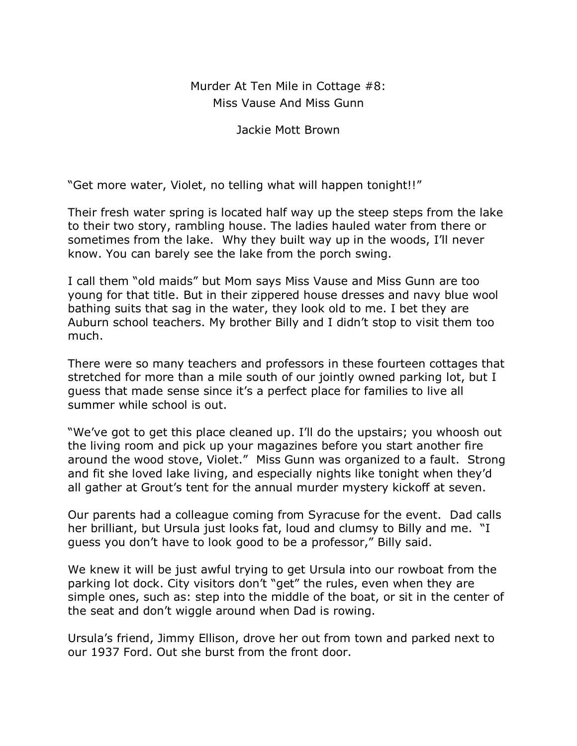# Murder At Ten Mile in Cottage #8: Miss Vause And Miss Gunn

Jackie Mott Brown

"Get more water, Violet, no telling what will happen tonight!!"

Their fresh water spring is located half way up the steep steps from the lake to their two story, rambling house. The ladies hauled water from there or sometimes from the lake. Why they built way up in the woods, I'll never know. You can barely see the lake from the porch swing.

I call them "old maids" but Mom says Miss Vause and Miss Gunn are too young for that title. But in their zippered house dresses and navy blue wool bathing suits that sag in the water, they look old to me. I bet they are Auburn school teachers. My brother Billy and I didn't stop to visit them too much.

There were so many teachers and professors in these fourteen cottages that stretched for more than a mile south of our jointly owned parking lot, but I guess that made sense since it's a perfect place for families to live all summer while school is out.

"We've got to get this place cleaned up. I'll do the upstairs; you whoosh out the living room and pick up your magazines before you start another fire around the wood stove, Violet." Miss Gunn was organized to a fault. Strong and fit she loved lake living, and especially nights like tonight when they'd all gather at Grout's tent for the annual murder mystery kickoff at seven.

Our parents had a colleague coming from Syracuse for the event. Dad calls her brilliant, but Ursula just looks fat, loud and clumsy to Billy and me. "I guess you don't have to look good to be a professor," Billy said.

We knew it will be just awful trying to get Ursula into our rowboat from the parking lot dock. City visitors don't "get" the rules, even when they are simple ones, such as: step into the middle of the boat, or sit in the center of the seat and don't wiggle around when Dad is rowing.

Ursula's friend, Jimmy Ellison, drove her out from town and parked next to our 1937 Ford. Out she burst from the front door.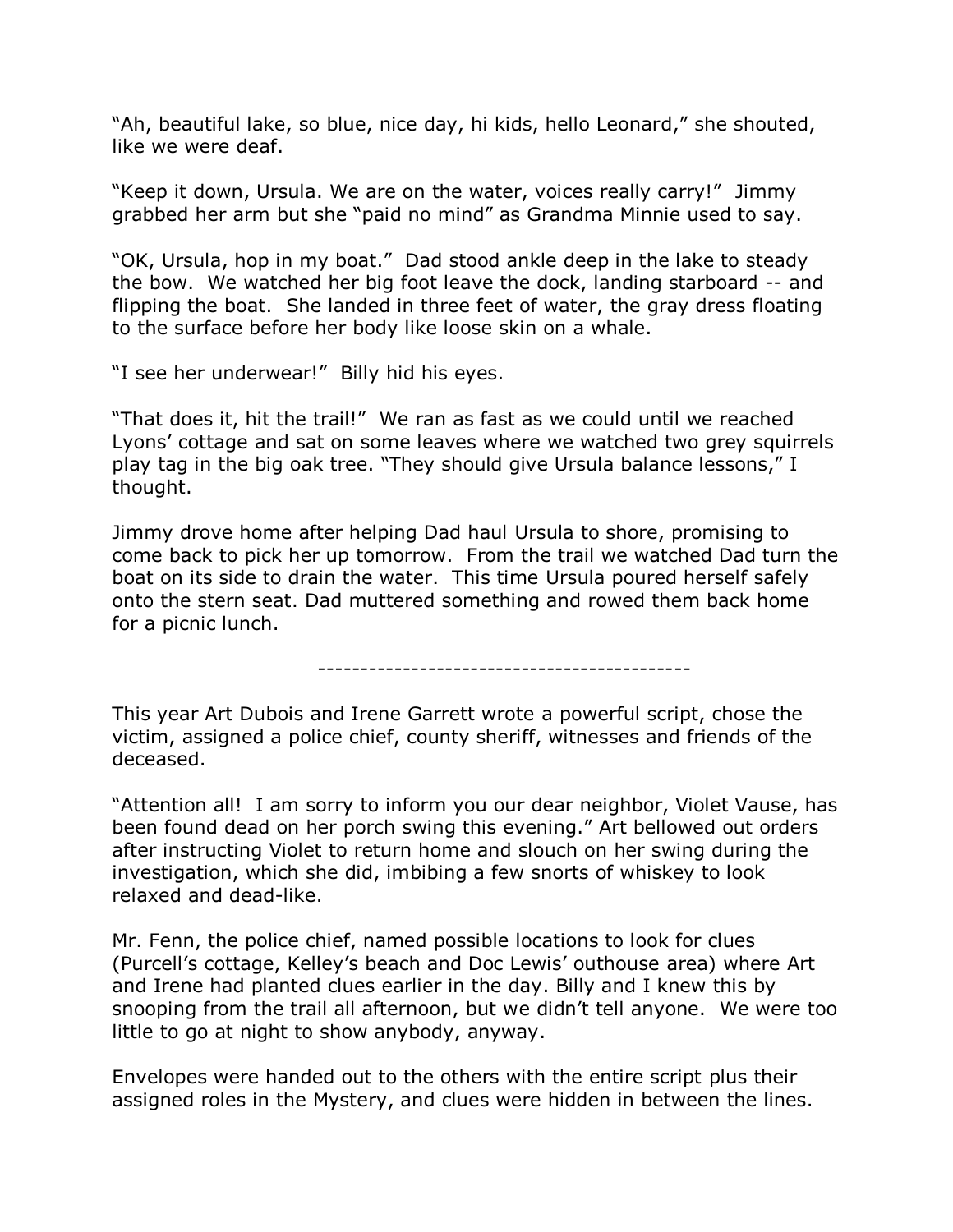"Ah, beautiful lake, so blue, nice day, hi kids, hello Leonard," she shouted, like we were deaf.

"Keep it down, Ursula. We are on the water, voices really carry!" Jimmy grabbed her arm but she "paid no mind" as Grandma Minnie used to say.

"OK, Ursula, hop in my boat." Dad stood ankle deep in the lake to steady the bow. We watched her big foot leave the dock, landing starboard -- and flipping the boat. She landed in three feet of water, the gray dress floating to the surface before her body like loose skin on a whale.

"I see her underwear!" Billy hid his eyes.

"That does it, hit the trail!" We ran as fast as we could until we reached Lyons' cottage and sat on some leaves where we watched two grey squirrels play tag in the big oak tree. "They should give Ursula balance lessons," I thought.

Jimmy drove home after helping Dad haul Ursula to shore, promising to come back to pick her up tomorrow. From the trail we watched Dad turn the boat on its side to drain the water. This time Ursula poured herself safely onto the stern seat. Dad muttered something and rowed them back home for a picnic lunch.

-------------------------------------------

This year Art Dubois and Irene Garrett wrote a powerful script, chose the victim, assigned a police chief, county sheriff, witnesses and friends of the deceased.

"Attention all! I am sorry to inform you our dear neighbor, Violet Vause, has been found dead on her porch swing this evening." Art bellowed out orders after instructing Violet to return home and slouch on her swing during the investigation, which she did, imbibing a few snorts of whiskey to look relaxed and dead-like.

Mr. Fenn, the police chief, named possible locations to look for clues (Purcell's cottage, Kelley's beach and Doc Lewis' outhouse area) where Art and Irene had planted clues earlier in the day. Billy and I knew this by snooping from the trail all afternoon, but we didn't tell anyone. We were too little to go at night to show anybody, anyway.

Envelopes were handed out to the others with the entire script plus their assigned roles in the Mystery, and clues were hidden in between the lines.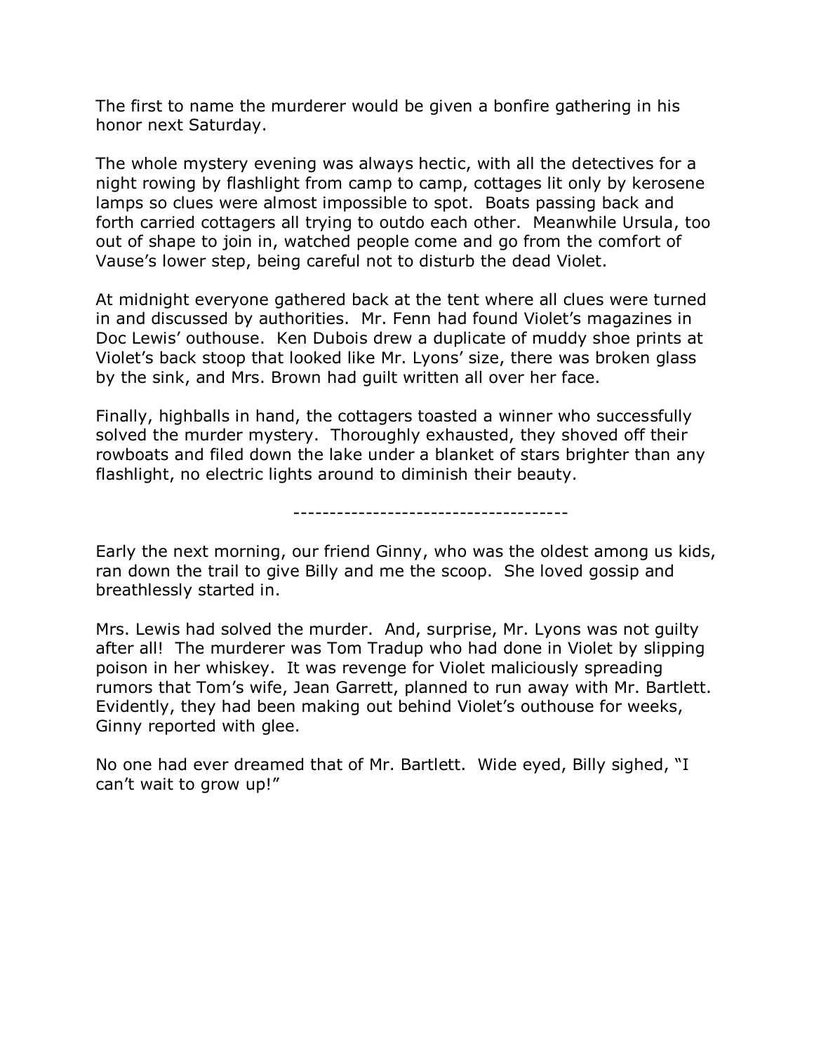The first to name the murderer would be given a bonfire gathering in his honor next Saturday.

The whole mystery evening was always hectic, with all the detectives for a night rowing by flashlight from camp to camp, cottages lit only by kerosene lamps so clues were almost impossible to spot. Boats passing back and forth carried cottagers all trying to outdo each other. Meanwhile Ursula, too out of shape to join in, watched people come and go from the comfort of Vause's lower step, being careful not to disturb the dead Violet.

At midnight everyone gathered back at the tent where all clues were turned in and discussed by authorities. Mr. Fenn had found Violet's magazines in Doc Lewis' outhouse. Ken Dubois drew a duplicate of muddy shoe prints at Violet's back stoop that looked like Mr. Lyons' size, there was broken glass by the sink, and Mrs. Brown had guilt written all over her face.

Finally, highballs in hand, the cottagers toasted a winner who successfully solved the murder mystery. Thoroughly exhausted, they shoved off their rowboats and filed down the lake under a blanket of stars brighter than any flashlight, no electric lights around to diminish their beauty.

--------------------------------------

Early the next morning, our friend Ginny, who was the oldest among us kids, ran down the trail to give Billy and me the scoop. She loved gossip and breathlessly started in.

Mrs. Lewis had solved the murder. And, surprise, Mr. Lyons was not guilty after all! The murderer was Tom Tradup who had done in Violet by slipping poison in her whiskey. It was revenge for Violet maliciously spreading rumors that Tom's wife, Jean Garrett, planned to run away with Mr. Bartlett. Evidently, they had been making out behind Violet's outhouse for weeks, Ginny reported with glee.

No one had ever dreamed that of Mr. Bartlett. Wide eyed, Billy sighed, "I can't wait to grow up!"